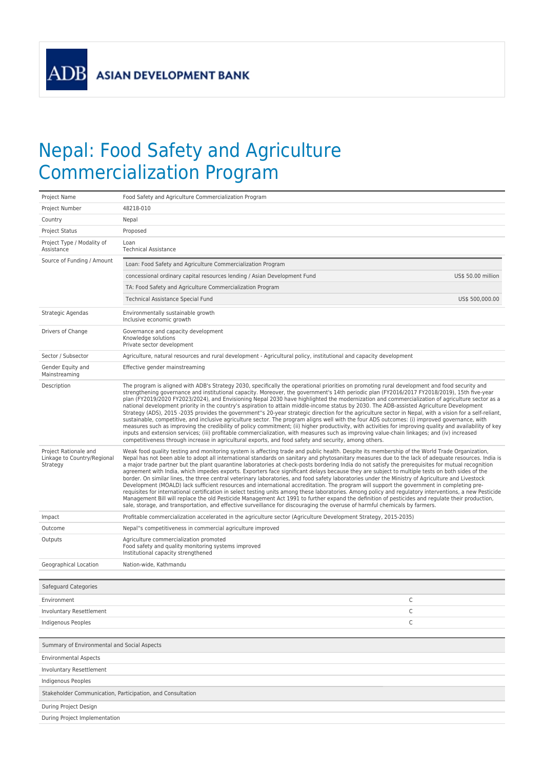ADB ASIAN DEVELOPMENT BANK

# Nepal: Food Safety and Agriculture Commercialization Program

| | |
|---|---|
| Project Name | Food Safety and Agriculture Commercialization Program |
| Project Number | 48218-010 |
| Country | Nepal |
| Project Status | Proposed |
| Project Type / Modality of Assistance | Loan<br>Technical Assistance |
| Source of Funding / Amount | Loan: Food Safety and Agriculture Commercialization Program<br>concessional ordinary capital resources lending / Asian Development Fund — US$ 50.00 million<br>TA: Food Safety and Agriculture Commercialization Program<br>Technical Assistance Special Fund — US$ 500,000.00 |
| Strategic Agendas | Environmentally sustainable growth<br>Inclusive economic growth |
| Drivers of Change | Governance and capacity development<br>Knowledge solutions<br>Private sector development |
| Sector / Subsector | Agriculture, natural resources and rural development - Agricultural policy, institutional and capacity development |
| Gender Equity and Mainstreaming | Effective gender mainstreaming |
| Description | The program is aligned with ADB's Strategy 2030, specifically the operational priorities on promoting rural development and food security and strengthening governance and institutional capacity. Moreover, the government's 14th periodic plan (FY2016/2017 FY2018/2019), 15th five-year plan (FY2019/2020 FY2023/2024), and Envisioning Nepal 2030 have highlighted the modernization and commercialization of agriculture sector as a national development priority in the country's aspiration to attain middle-income status by 2030. The ADB-assisted Agriculture Development Strategy (ADS), 2015 -2035 provides the government''s 20-year strategic direction for the agriculture sector in Nepal, with a vision for a self-reliant, sustainable, competitive, and inclusive agriculture sector. The program aligns well with the four ADS outcomes: (i) improved governance, with measures such as improving the credibility of policy commitment; (ii) higher productivity, with activities for improving quality and availability of key inputs and extension services; (iii) profitable commercialization, with measures such as improving value-chain linkages; and (iv) increased competitiveness through increase in agricultural exports, and food safety and security, among others. |
| Project Rationale and Linkage to Country/Regional Strategy | Weak food quality testing and monitoring system is affecting trade and public health. Despite its membership of the World Trade Organization, Nepal has not been able to adopt all international standards on sanitary and phytosanitary measures due to the lack of adequate resources. India is a major trade partner but the plant quarantine laboratories at check-posts bordering India do not satisfy the prerequisites for mutual recognition agreement with India, which impedes exports. Exporters face significant delays because they are subject to multiple tests on both sides of the border. On similar lines, the three central veterinary laboratories, and food safety laboratories under the Ministry of Agriculture and Livestock Development (MOALD) lack sufficient resources and international accreditation. The program will support the government in completing pre-requisites for international certification in select testing units among these laboratories. Among policy and regulatory interventions, a new Pesticide Management Bill will replace the old Pesticide Management Act 1991 to further expand the definition of pesticides and regulate their production, sale, storage, and transportation, and effective surveillance for discouraging the overuse of harmful chemicals by farmers. |
| Impact | Profitable commercialization accelerated in the agriculture sector (Agriculture Development Strategy, 2015-2035) |
| Outcome | Nepal''s competitiveness in commercial agriculture improved |
| Outputs | Agriculture commercialization promoted<br>Food safety and quality monitoring systems improved<br>Institutional capacity strengthened |
| Geographical Location | Nation-wide, Kathmandu |

| Safeguard Categories | |
|---|---|
| Environment | C |
| Involuntary Resettlement | C |
| Indigenous Peoples | C |

| Summary of Environmental and Social Aspects |
|---|
| Environmental Aspects |
| Involuntary Resettlement |
| Indigenous Peoples |

| Stakeholder Communication, Participation, and Consultation |
|---|
| During Project Design |
| During Project Implementation |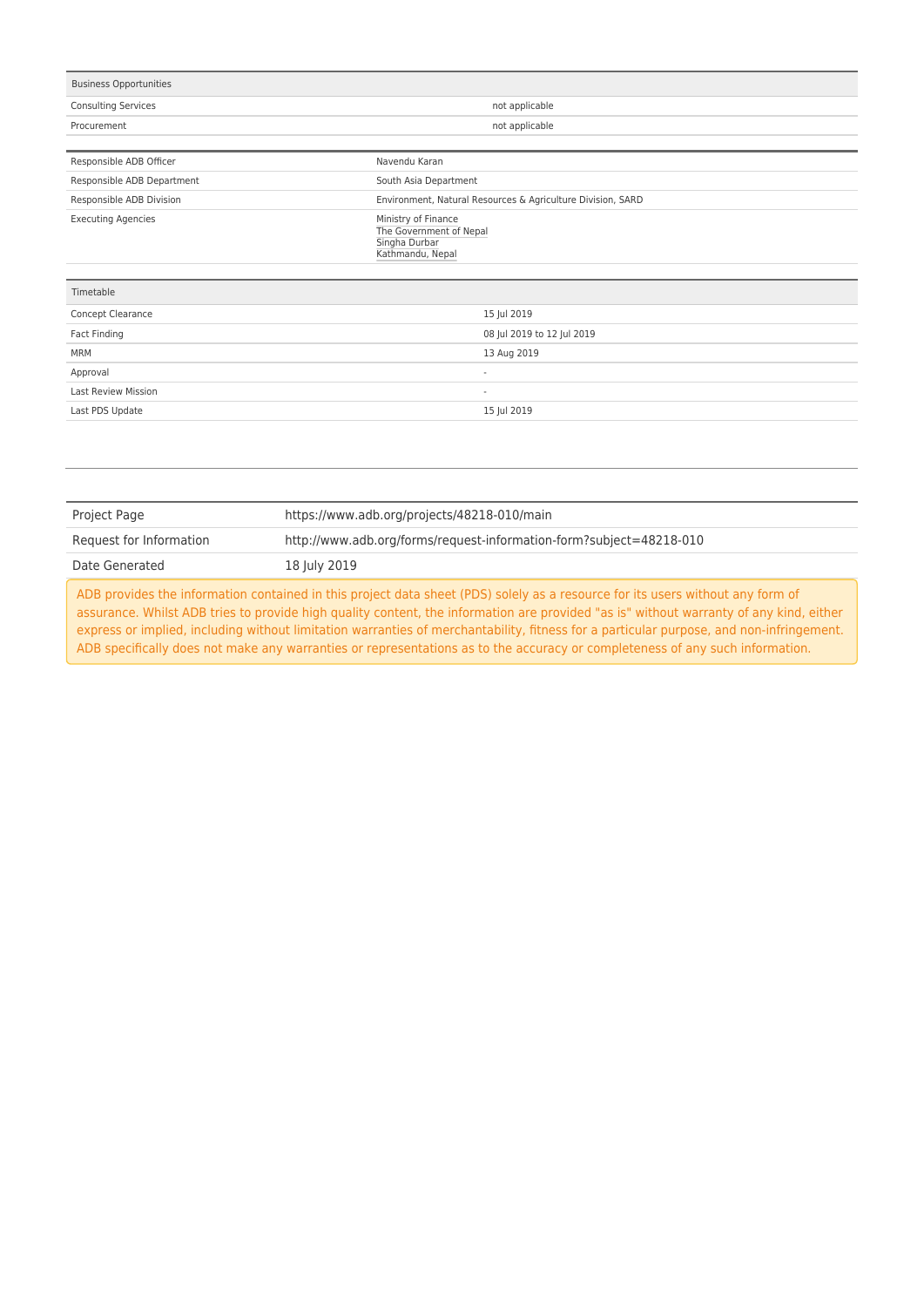| Business Opportunities | |
|---|---|
| Consulting Services | not applicable |
| Procurement | not applicable |

| | |
|---|---|
| Responsible ADB Officer | Navendu Karan |
| Responsible ADB Department | South Asia Department |
| Responsible ADB Division | Environment, Natural Resources & Agriculture Division, SARD |
| Executing Agencies | Ministry of Finance<br>The Government of Nepal<br>Singha Durbar<br>Kathmandu, Nepal |

| Timetable | |
|---|---|
| Concept Clearance | 15 Jul 2019 |
| Fact Finding | 08 Jul 2019 to 12 Jul 2019 |
| MRM | 13 Aug 2019 |
| Approval | - |
| Last Review Mission | - |
| Last PDS Update | 15 Jul 2019 |

| | |
|---|---|
| Project Page | https://www.adb.org/projects/48218-010/main |
| Request for Information | http://www.adb.org/forms/request-information-form?subject=48218-010 |
| Date Generated | 18 July 2019 |

ADB provides the information contained in this project data sheet (PDS) solely as a resource for its users without any form of assurance. Whilst ADB tries to provide high quality content, the information are provided "as is" without warranty of any kind, either express or implied, including without limitation warranties of merchantability, fitness for a particular purpose, and non-infringement. ADB specifically does not make any warranties or representations as to the accuracy or completeness of any such information.